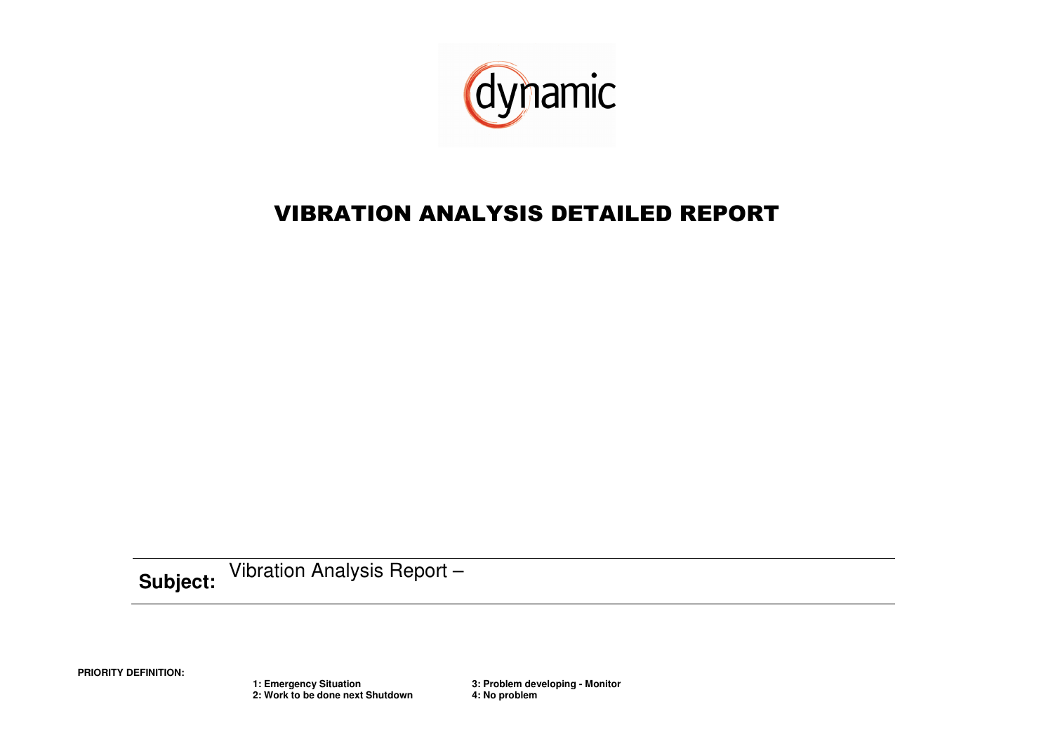dynamic

# VIBRATION ANALYSIS DETAILED REPORT

**Subject:** Vibration Analysis Report –

**PRIORITY DEFINITION:**

**1: Emergency Situation**
**2: Work to be done next Shutdown**
**3: Problem developing - Monitor**
**4: No problem**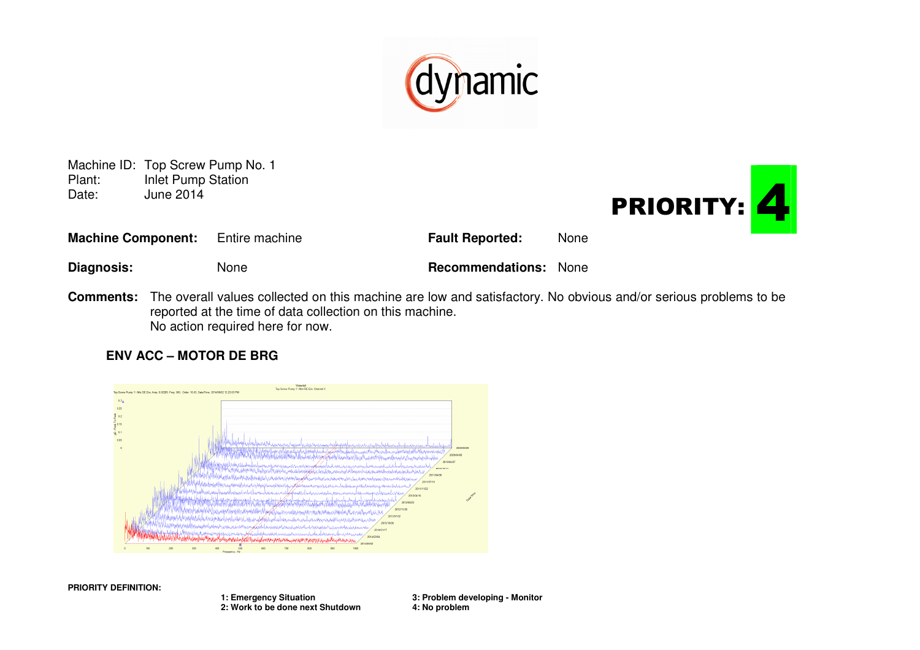Machine ID: Top Screw Pump No. 1
Plant: Inlet Pump Station
Date: June 2014

**PRIORITY: 4**

**Machine Component:** Entire machine

**Fault Reported:** None

**Diagnosis:** None

**Recommendations:** None

**Comments:** The overall values collected on this machine are low and satisfactory. No obvious and/or serious problems to be reported at the time of data collection on this machine.
No action required here for now.

### ENV ACC – MOTOR DE BRG

**PRIORITY DEFINITION:**

1: Emergency Situation
2: Work to be done next Shutdown
3: Problem developing - Monitor
4: No problem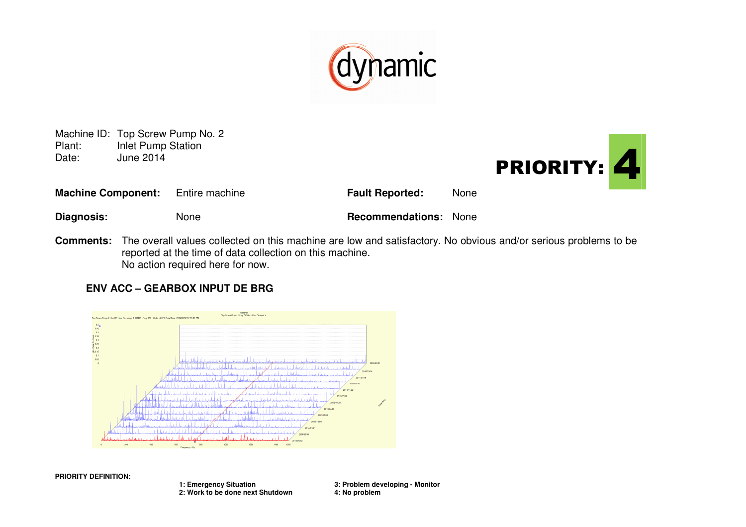Machine ID: Top Screw Pump No. 2
Plant: Inlet Pump Station
Date: June 2014

**PRIORITY: 4**

| | | | |
|---|---|---|---|
| **Machine Component:** | Entire machine | **Fault Reported:** | None |
| **Diagnosis:** | None | **Recommendations:** | None |

**Comments:** The overall values collected on this machine are low and satisfactory. No obvious and/or serious problems to be reported at the time of data collection on this machine.
No action required here for now.

### ENV ACC – GEARBOX INPUT DE BRG

**PRIORITY DEFINITION:**

1: Emergency Situation
2: Work to be done next Shutdown
3: Problem developing - Monitor
4: No problem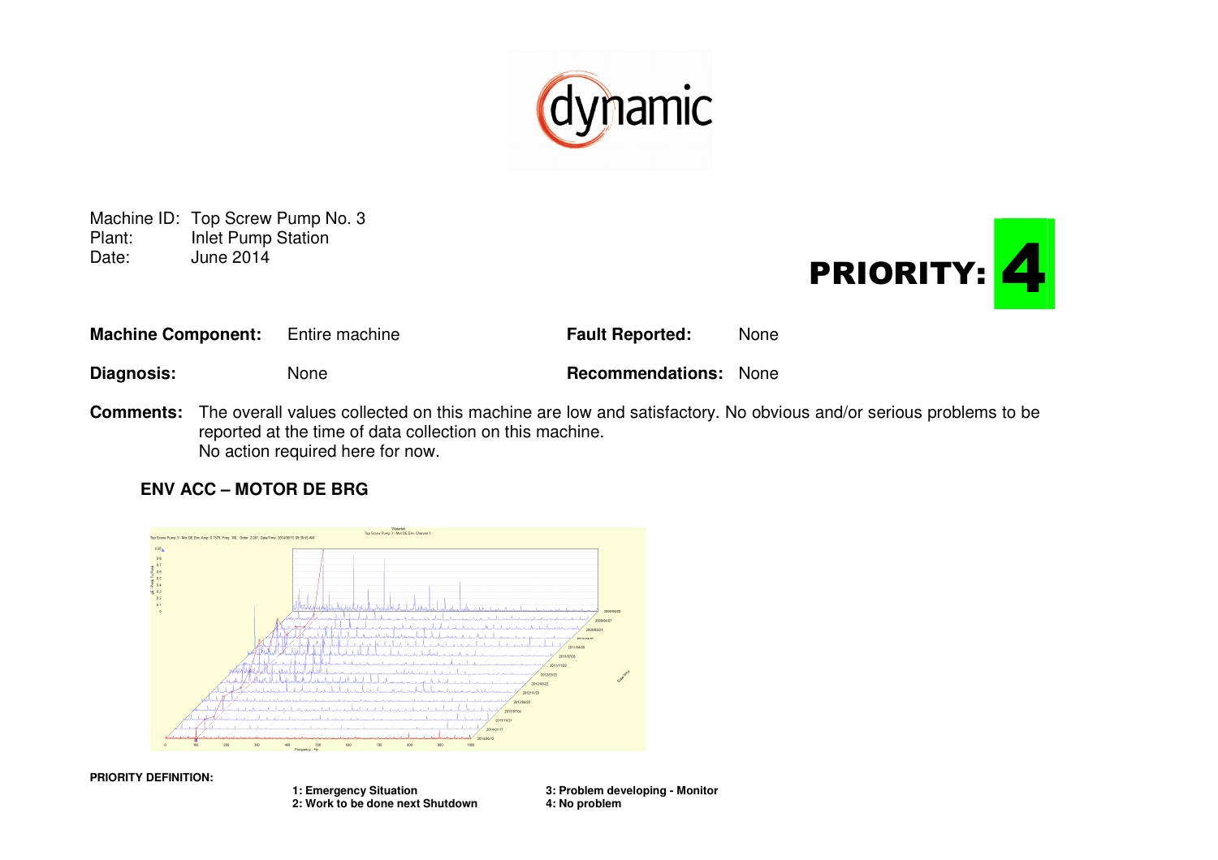Machine ID: Top Screw Pump No. 3
Plant: Inlet Pump Station
Date: June 2014

**PRIORITY: 4**

| **Machine Component:** | Entire machine | **Fault Reported:** | None |
|---|---|---|---|
| **Diagnosis:** | None | **Recommendations:** | None |

**Comments:** The overall values collected on this machine are low and satisfactory. No obvious and/or serious problems to be reported at the time of data collection on this machine.
No action required here for now.

### ENV ACC – MOTOR DE BRG

**PRIORITY DEFINITION:**

| | |
|---|---|
| **1: Emergency Situation** | **3: Problem developing - Monitor** |
| **2: Work to be done next Shutdown** | **4: No problem** |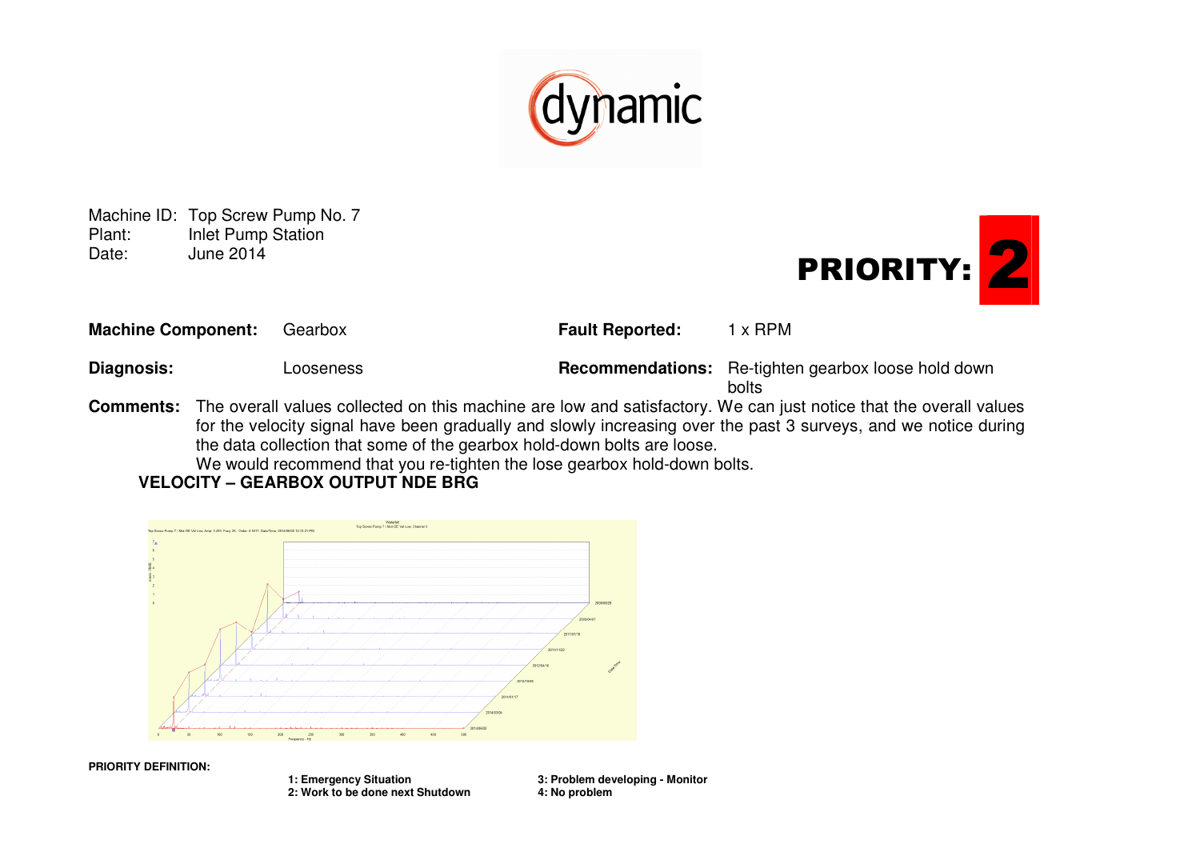Machine ID: Top Screw Pump No. 7
Plant: Inlet Pump Station
Date: June 2014

**PRIORITY: 2**

| **Machine Component:** | Gearbox | **Fault Reported:** | 1 x RPM |
|---|---|---|---|
| **Diagnosis:** | Looseness | **Recommendations:** | Re-tighten gearbox loose hold down bolts |

**Comments:** The overall values collected on this machine are low and satisfactory. We can just notice that the overall values for the velocity signal have been gradually and slowly increasing over the past 3 surveys, and we notice during the data collection that some of the gearbox hold-down bolts are loose.
We would recommend that you re-tighten the lose gearbox hold-down bolts.

**VELOCITY – GEARBOX OUTPUT NDE BRG**

**PRIORITY DEFINITION:**

**1: Emergency Situation**
**2: Work to be done next Shutdown**
**3: Problem developing - Monitor**
**4: No problem**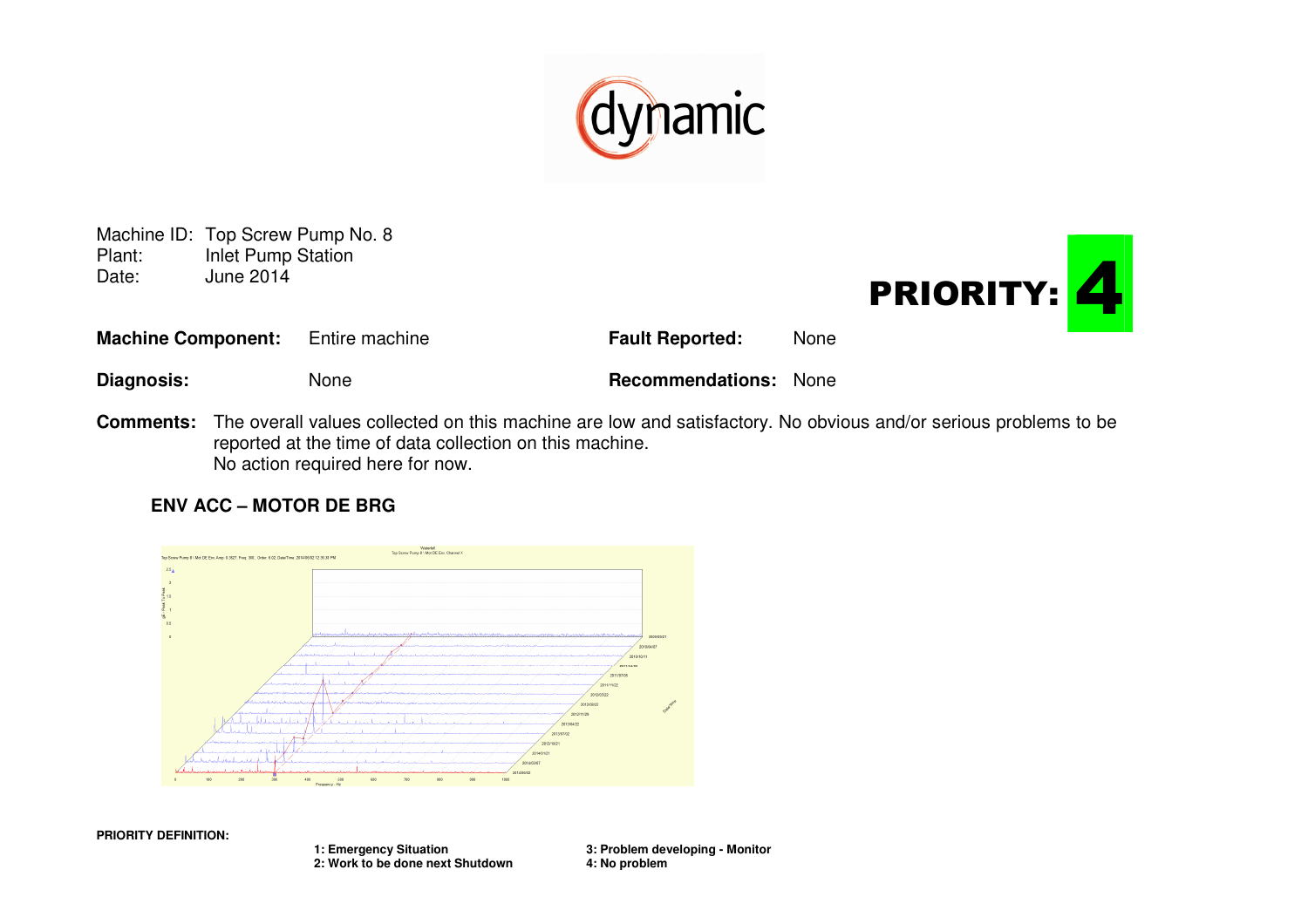Machine ID: Top Screw Pump No. 8
Plant: Inlet Pump Station
Date: June 2014

**PRIORITY: 4**

**Machine Component:** Entire machine

**Fault Reported:** None

**Diagnosis:** None

**Recommendations:** None

**Comments:** The overall values collected on this machine are low and satisfactory. No obvious and/or serious problems to be reported at the time of data collection on this machine.
No action required here for now.

### ENV ACC – MOTOR DE BRG

**PRIORITY DEFINITION:**

**1: Emergency Situation**
**2: Work to be done next Shutdown**
**3: Problem developing - Monitor**
**4: No problem**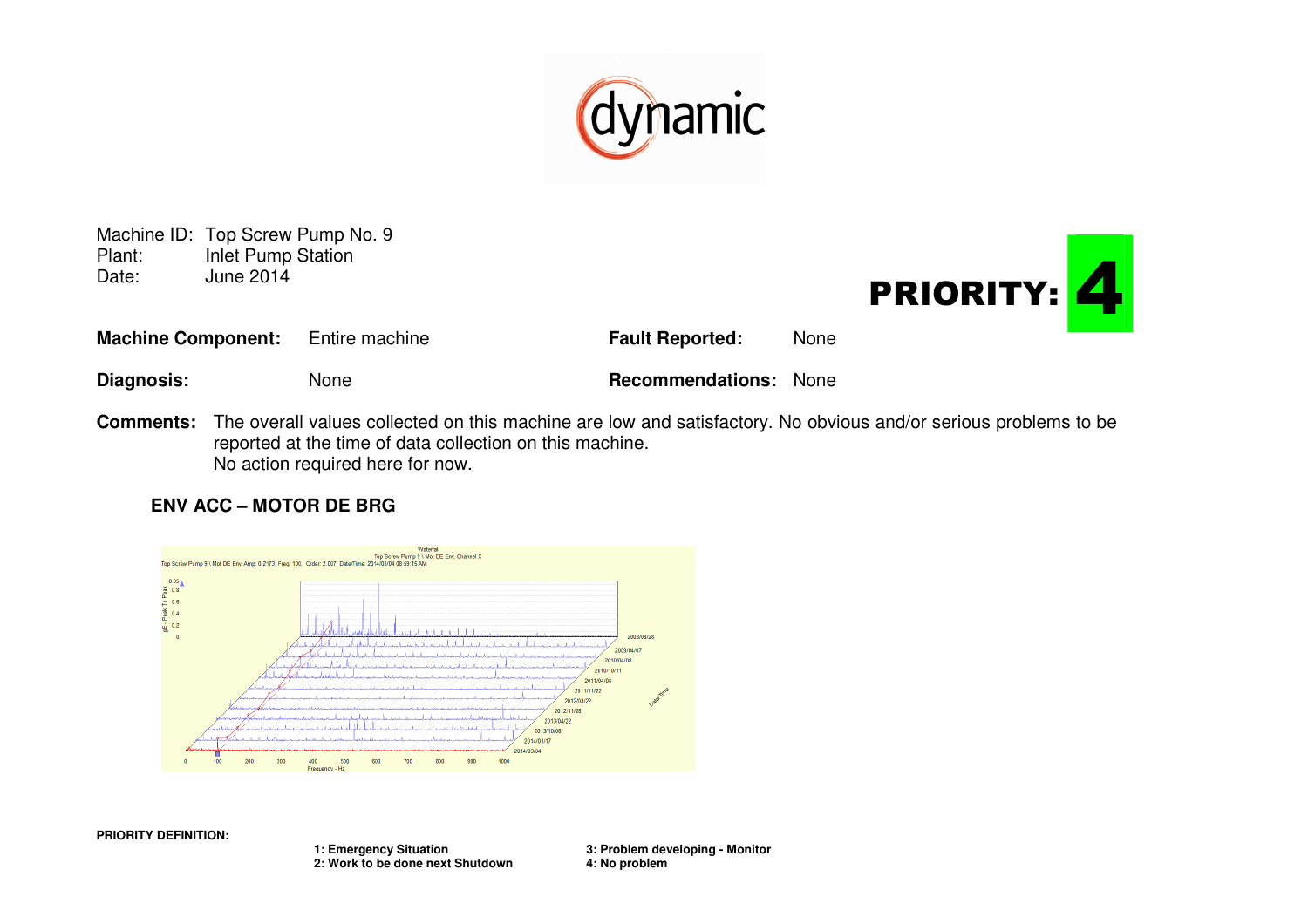Machine ID: Top Screw Pump No. 9
Plant: Inlet Pump Station
Date: June 2014

**PRIORITY: 4**

**Machine Component:** Entire machine

**Fault Reported:** None

**Diagnosis:** None

**Recommendations:** None

**Comments:** The overall values collected on this machine are low and satisfactory. No obvious and/or serious problems to be reported at the time of data collection on this machine.
No action required here for now.

### ENV ACC – MOTOR DE BRG

**PRIORITY DEFINITION:**

1: Emergency Situation
2: Work to be done next Shutdown
3: Problem developing - Monitor
4: No problem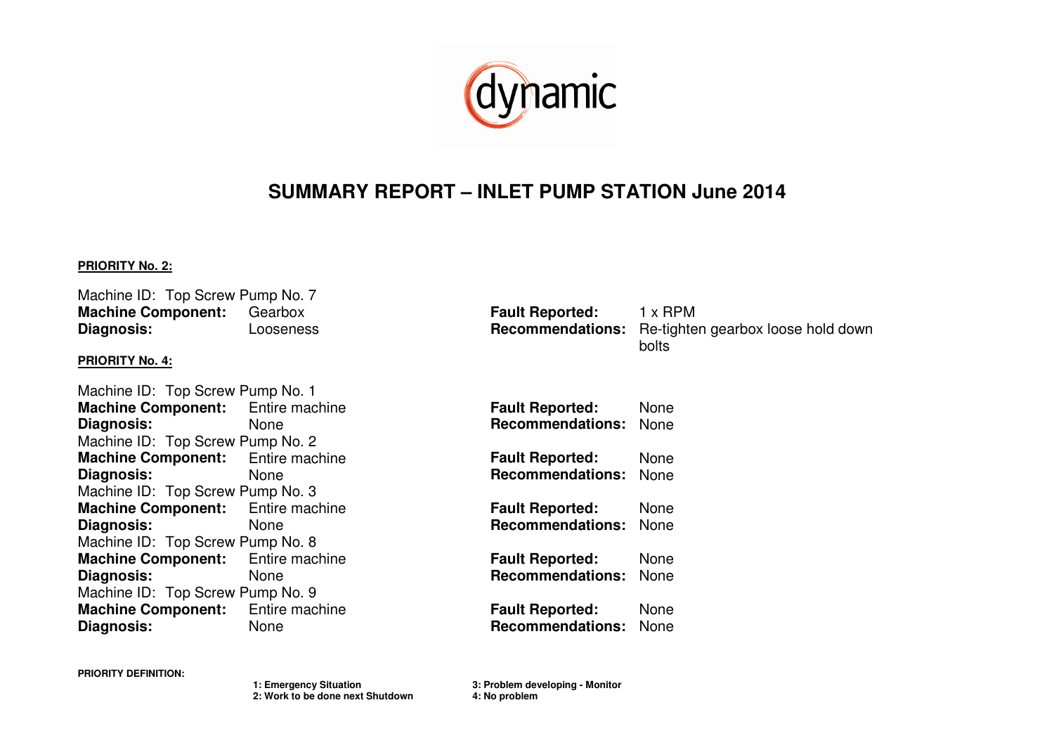# SUMMARY REPORT – INLET PUMP STATION June 2014

**PRIORITY No. 2:**

Machine ID: Top Screw Pump No. 7
**Machine Component:** Gearbox
**Diagnosis:** Looseness
**Fault Reported:** 1 x RPM
**Recommendations:** Re-tighten gearbox loose hold down bolts

**PRIORITY No. 4:**

Machine ID: Top Screw Pump No. 1
**Machine Component:** Entire machine
**Diagnosis:** None
**Fault Reported:** None
**Recommendations:** None

Machine ID: Top Screw Pump No. 2
**Machine Component:** Entire machine
**Diagnosis:** None
**Fault Reported:** None
**Recommendations:** None

Machine ID: Top Screw Pump No. 3
**Machine Component:** Entire machine
**Diagnosis:** None
**Fault Reported:** None
**Recommendations:** None

Machine ID: Top Screw Pump No. 8
**Machine Component:** Entire machine
**Diagnosis:** None
**Fault Reported:** None
**Recommendations:** None

Machine ID: Top Screw Pump No. 9
**Machine Component:** Entire machine
**Diagnosis:** None
**Fault Reported:** None
**Recommendations:** None

**PRIORITY DEFINITION:**

**1: Emergency Situation**
**2: Work to be done next Shutdown**
**3: Problem developing - Monitor**
**4: No problem**